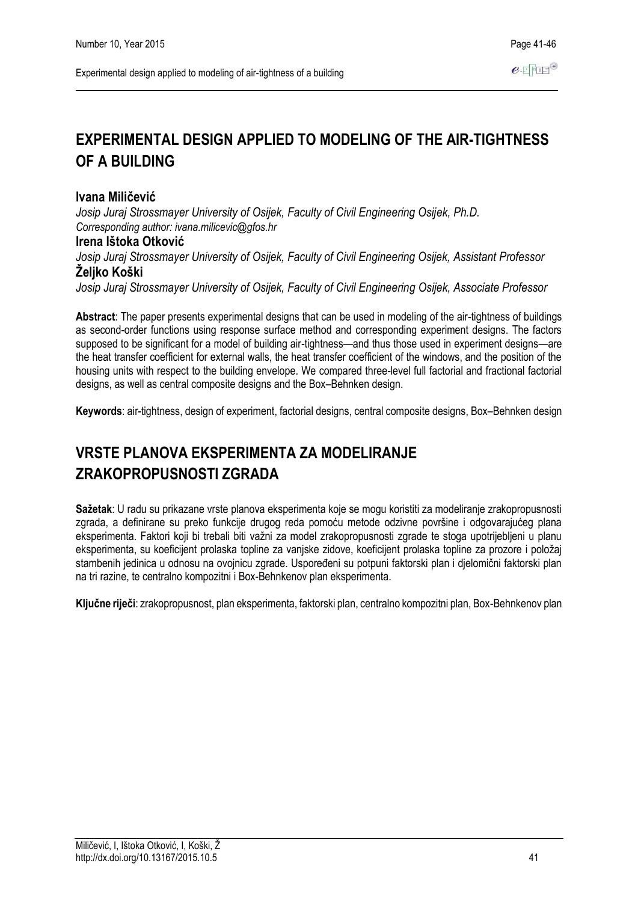# EXPERIMENTAL DESIGN APPLIED TO MODELING OF THE AIR-TIGHTNESS OF A BUILDING

**Ivana Miličević**

*Josip Juraj Strossmayer University of Osijek, Faculty of Civil Engineering Osijek, Ph.D.*
*Corresponding author: ivana.milicevic@gfos.hr*

**Irena Ištoka Otković**

*Josip Juraj Strossmayer University of Osijek, Faculty of Civil Engineering Osijek, Assistant Professor*

**Željko Koški**

*Josip Juraj Strossmayer University of Osijek, Faculty of Civil Engineering Osijek, Associate Professor*

**Abstract**: The paper presents experimental designs that can be used in modeling of the air-tightness of buildings as second-order functions using response surface method and corresponding experiment designs. The factors supposed to be significant for a model of building air-tightness—and thus those used in experiment designs—are the heat transfer coefficient for external walls, the heat transfer coefficient of the windows, and the position of the housing units with respect to the building envelope. We compared three-level full factorial and fractional factorial designs, as well as central composite designs and the Box–Behnken design.

**Keywords**: air-tightness, design of experiment, factorial designs, central composite designs, Box–Behnken design

# VRSTE PLANOVA EKSPERIMENTA ZA MODELIRANJE ZRAKOPROPUSNOSTI ZGRADA

**Sažetak**: U radu su prikazane vrste planova eksperimenta koje se mogu koristiti za modeliranje zrakopropusnosti zgrada, a definirane su preko funkcije drugog reda pomoću metode odzivne površine i odgovarajućeg plana eksperimenta. Faktori koji bi trebali biti važni za model zrakopropusnosti zgrade te stoga upotrijebljeni u planu eksperimenta, su koeficijent prolaska topline za vanjske zidove, koeficijent prolaska topline za prozore i položaj stambenih jedinica u odnosu na ovojnicu zgrade. Uspoređeni su potpuni faktorski plan i djelomični faktorski plan na tri razine, te centralno kompozitni i Box-Behnkenov plan eksperimenta.

**Ključne riječi**: zrakopropusnost, plan eksperimenta, faktorski plan, centralno kompozitni plan, Box-Behnkenov plan

Miličević, I, Ištoka Otković, I, Koški, Ž
http://dx.doi.org/10.13167/2015.10.5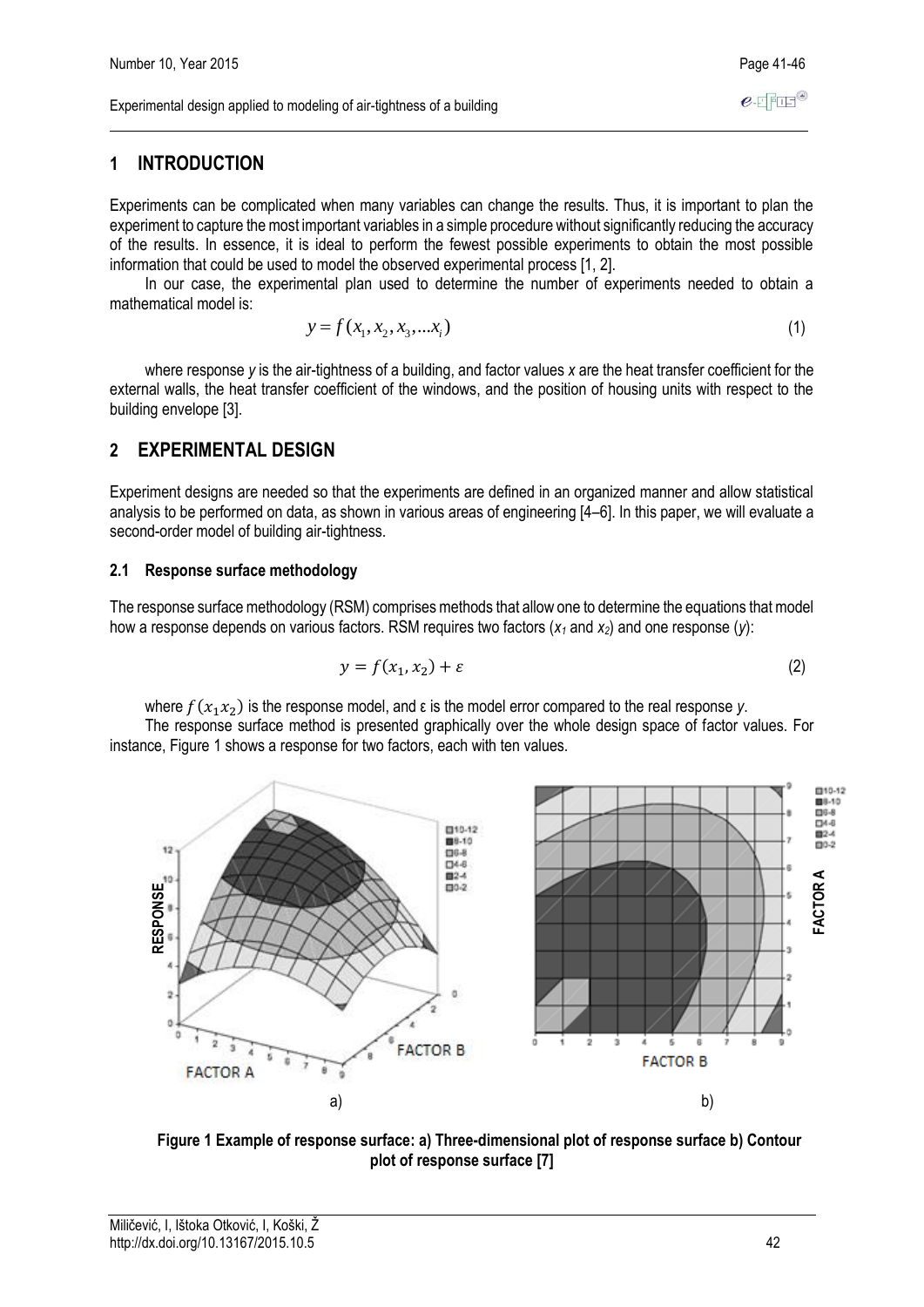## 1 INTRODUCTION

Experiments can be complicated when many variables can change the results. Thus, it is important to plan the experiment to capture the most important variables in a simple procedure without significantly reducing the accuracy of the results. In essence, it is ideal to perform the fewest possible experiments to obtain the most possible information that could be used to model the observed experimental process [1, 2].

In our case, the experimental plan used to determine the number of experiments needed to obtain a mathematical model is:

$$y = f(x_1, x_2, x_3, \ldots x_i) \tag{1}$$

where response $y$ is the air-tightness of a building, and factor values $x$ are the heat transfer coefficient for the external walls, the heat transfer coefficient of the windows, and the position of housing units with respect to the building envelope [3].

## 2 EXPERIMENTAL DESIGN

Experiment designs are needed so that the experiments are defined in an organized manner and allow statistical analysis to be performed on data, as shown in various areas of engineering [4–6]. In this paper, we will evaluate a second-order model of building air-tightness.

### 2.1 Response surface methodology

The response surface methodology (RSM) comprises methods that allow one to determine the equations that model how a response depends on various factors. RSM requires two factors ($x_1$ and $x_2$) and one response ($y$):

$$y = f(x_1, x_2) + \varepsilon \tag{2}$$

where $f(x_1 x_2)$ is the response model, and ε is the model error compared to the real response $y$.

The response surface method is presented graphically over the whole design space of factor values. For instance, Figure 1 shows a response for two factors, each with ten values.

a) b)

**Figure 1 Example of response surface: a) Three-dimensional plot of response surface b) Contour plot of response surface [7]**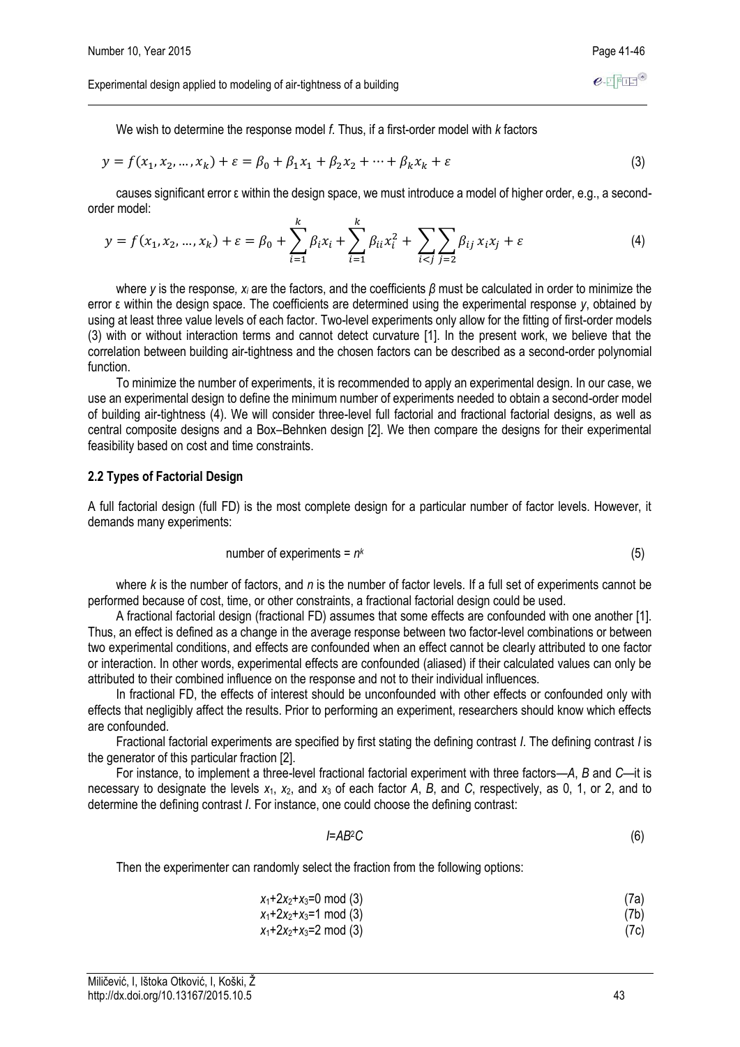We wish to determine the response model *f*. Thus, if a first-order model with *k* factors

$$y = f(x_1, x_2, \ldots, x_k) + \varepsilon = \beta_0 + \beta_1 x_1 + \beta_2 x_2 + \cdots + \beta_k x_k + \varepsilon \tag{3}$$

causes significant error ε within the design space, we must introduce a model of higher order, e.g., a second-order model:

$$y = f(x_1, x_2, \ldots, x_k) + \varepsilon = \beta_0 + \sum_{i=1}^{k} \beta_i x_i + \sum_{i=1}^{k} \beta_{ii} x_i^2 + \sum_{i<j} \sum_{j=2} \beta_{ij}\, x_i x_j + \varepsilon \tag{4}$$

where $y$ is the response, $x_i$ are the factors, and the coefficients $\beta$ must be calculated in order to minimize the error ε within the design space. The coefficients are determined using the experimental response $y$, obtained by using at least three value levels of each factor. Two-level experiments only allow for the fitting of first-order models (3) with or without interaction terms and cannot detect curvature [1]. In the present work, we believe that the correlation between building air-tightness and the chosen factors can be described as a second-order polynomial function.

To minimize the number of experiments, it is recommended to apply an experimental design. In our case, we use an experimental design to define the minimum number of experiments needed to obtain a second-order model of building air-tightness (4). We will consider three-level full factorial and fractional factorial designs, as well as central composite designs and a Box–Behnken design [2]. We then compare the designs for their experimental feasibility based on cost and time constraints.

### 2.2 Types of Factorial Design

A full factorial design (full FD) is the most complete design for a particular number of factor levels. However, it demands many experiments:

$$\text{number of experiments} = n^k \tag{5}$$

where $k$ is the number of factors, and $n$ is the number of factor levels. If a full set of experiments cannot be performed because of cost, time, or other constraints, a fractional factorial design could be used.

A fractional factorial design (fractional FD) assumes that some effects are confounded with one another [1]. Thus, an effect is defined as a change in the average response between two factor-level combinations or between two experimental conditions, and effects are confounded when an effect cannot be clearly attributed to one factor or interaction. In other words, experimental effects are confounded (aliased) if their calculated values can only be attributed to their combined influence on the response and not to their individual influences.

In fractional FD, the effects of interest should be unconfounded with other effects or confounded only with effects that negligibly affect the results. Prior to performing an experiment, researchers should know which effects are confounded.

Fractional factorial experiments are specified by first stating the defining contrast $I$. The defining contrast $I$ is the generator of this particular fraction [2].

For instance, to implement a three-level fractional factorial experiment with three factors—$A$, $B$ and $C$—it is necessary to designate the levels $x_1$, $x_2$, and $x_3$ of each factor $A$, $B$, and $C$, respectively, as 0, 1, or 2, and to determine the defining contrast $I$. For instance, one could choose the defining contrast:

$$I = AB^2C \tag{6}$$

Then the experimenter can randomly select the fraction from the following options:

$$x_1 + 2x_2 + x_3 = 0 \bmod (3) \tag{7a}$$

$$x_1 + 2x_2 + x_3 = 1 \bmod (3) \tag{7b}$$

$$x_1 + 2x_2 + x_3 = 2 \bmod (3) \tag{7c}$$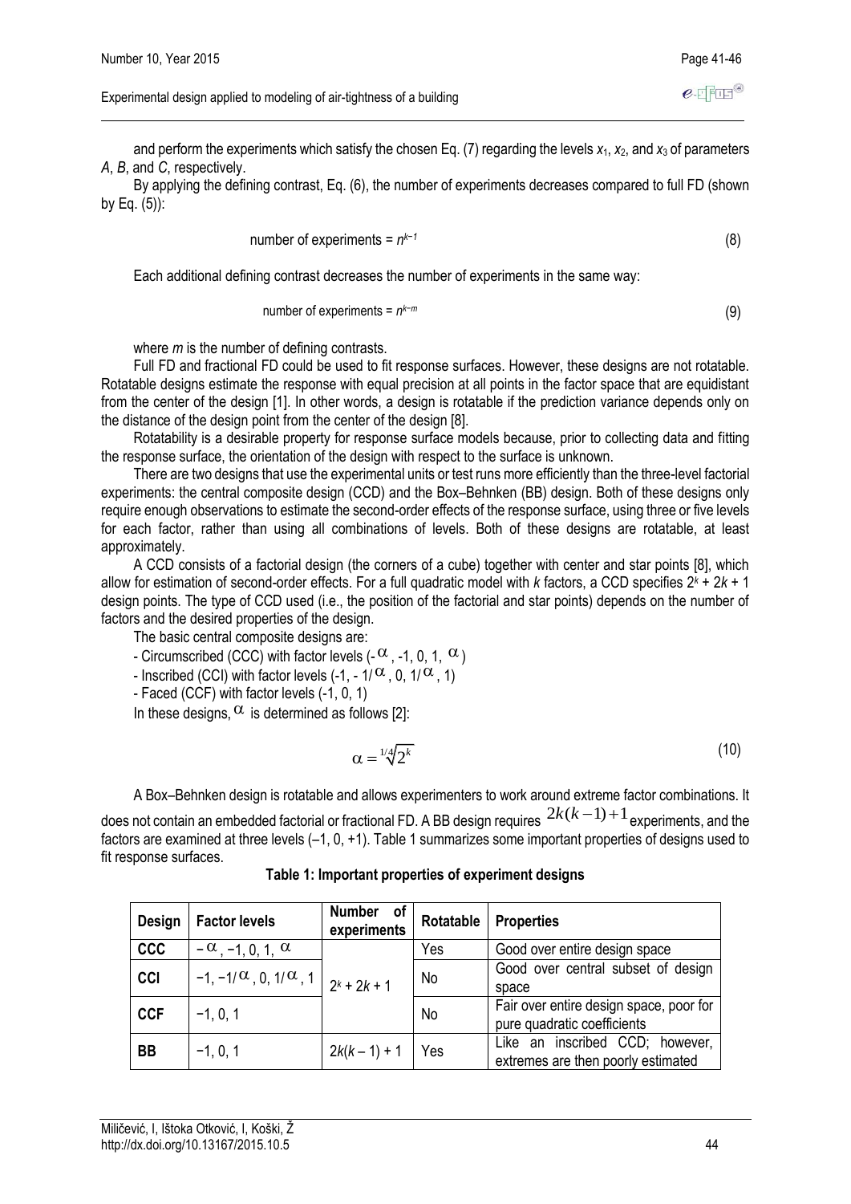and perform the experiments which satisfy the chosen Eq. (7) regarding the levels $x_1$, $x_2$, and $x_3$ of parameters *A*, *B*, and *C*, respectively.

By applying the defining contrast, Eq. (6), the number of experiments decreases compared to full FD (shown by Eq. (5)):

$$\text{number of experiments} = n^{k-1} \tag{8}$$

Each additional defining contrast decreases the number of experiments in the same way:

$$\text{number of experiments} = n^{k-m} \tag{9}$$

where *m* is the number of defining contrasts.

Full FD and fractional FD could be used to fit response surfaces. However, these designs are not rotatable. Rotatable designs estimate the response with equal precision at all points in the factor space that are equidistant from the center of the design [1]. In other words, a design is rotatable if the prediction variance depends only on the distance of the design point from the center of the design [8].

Rotatability is a desirable property for response surface models because, prior to collecting data and fitting the response surface, the orientation of the design with respect to the surface is unknown.

There are two designs that use the experimental units or test runs more efficiently than the three-level factorial experiments: the central composite design (CCD) and the Box–Behnken (BB) design. Both of these designs only require enough observations to estimate the second-order effects of the response surface, using three or five levels for each factor, rather than using all combinations of levels. Both of these designs are rotatable, at least approximately.

A CCD consists of a factorial design (the corners of a cube) together with center and star points [8], which allow for estimation of second-order effects. For a full quadratic model with *k* factors, a CCD specifies $2^k + 2k + 1$ design points. The type of CCD used (i.e., the position of the factorial and star points) depends on the number of factors and the desired properties of the design.

The basic central composite designs are:

- Circumscribed (CCC) with factor levels ($-\alpha$, -1, 0, 1, $\alpha$)
- Inscribed (CCI) with factor levels (-1, $-1/\alpha$, 0, $1/\alpha$, 1)
- Faced (CCF) with factor levels (-1, 0, 1)

In these designs, $\alpha$ is determined as follows [2]:

$$\alpha = \sqrt[1/4]{2^k} \tag{10}$$

A Box–Behnken design is rotatable and allows experimenters to work around extreme factor combinations. It does not contain an embedded factorial or fractional FD. A BB design requires $2k(k-1)+1$ experiments, and the factors are examined at three levels (–1, 0, +1). Table 1 summarizes some important properties of designs used to fit response surfaces.

**Table 1: Important properties of experiment designs**

| Design | Factor levels | Number of experiments | Rotatable | Properties |
|---|---|---|---|---|
| **CCC** | $-\alpha$, −1, 0, 1, $\alpha$ | $2^k + 2k + 1$ | Yes | Good over entire design space |
| **CCI** | −1, $-1/\alpha$, 0, $1/\alpha$, 1 | | No | Good over central subset of design space |
| **CCF** | −1, 0, 1 | | No | Fair over entire design space, poor for pure quadratic coefficients |
| **BB** | −1, 0, 1 | $2k(k – 1) + 1$ | Yes | Like an inscribed CCD; however, extremes are then poorly estimated |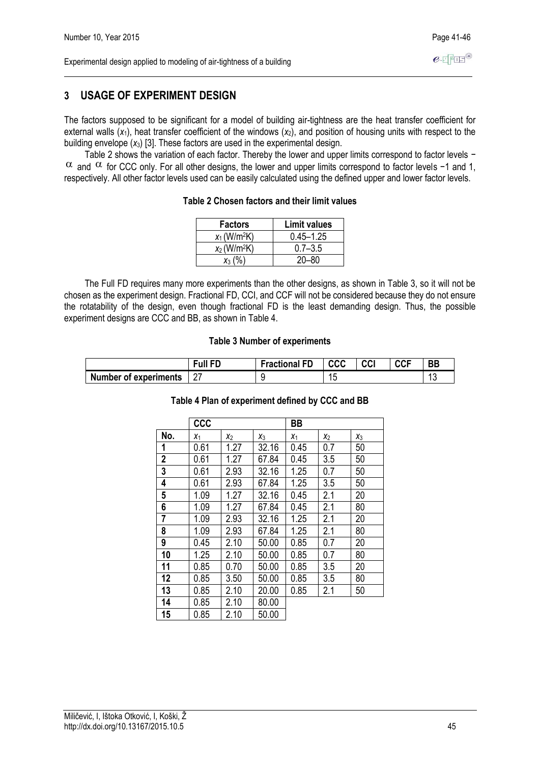## 3 USAGE OF EXPERIMENT DESIGN

The factors supposed to be significant for a model of building air-tightness are the heat transfer coefficient for external walls ($x_1$), heat transfer coefficient of the windows ($x_2$), and position of housing units with respect to the building envelope ($x_3$) [3]. These factors are used in the experimental design.

Table 2 shows the variation of each factor. Thereby the lower and upper limits correspond to factor levels $-\alpha$ and $\alpha$ for CCC only. For all other designs, the lower and upper limits correspond to factor levels −1 and 1, respectively. All other factor levels used can be easily calculated using the defined upper and lower factor levels.

**Table 2 Chosen factors and their limit values**

| Factors | Limit values |
|---|---|
| $x_1$ (W/m$^2$K) | 0.45–1.25 |
| $x_2$ (W/m$^2$K) | 0.7–3.5 |
| $x_3$ (%) | 20–80 |

The Full FD requires many more experiments than the other designs, as shown in Table 3, so it will not be chosen as the experiment design. Fractional FD, CCI, and CCF will not be considered because they do not ensure the rotatability of the design, even though fractional FD is the least demanding design. Thus, the possible experiment designs are CCC and BB, as shown in Table 4.

**Table 3 Number of experiments**

| | Full FD | Fractional FD | CCC | CCI | CCF | BB |
|---|---|---|---|---|---|---|
| **Number of experiments** | 27 | 9 | 15 | | | 13 |

**Table 4 Plan of experiment defined by CCC and BB**

| | CCC | | | BB | | |
|---|---|---|---|---|---|---|
| **No.** | $x_1$ | $x_2$ | $x_3$ | $x_1$ | $x_2$ | $x_3$ |
| **1** | 0.61 | 1.27 | 32.16 | 0.45 | 0.7 | 50 |
| **2** | 0.61 | 1.27 | 67.84 | 0.45 | 3.5 | 50 |
| **3** | 0.61 | 2.93 | 32.16 | 1.25 | 0.7 | 50 |
| **4** | 0.61 | 2.93 | 67.84 | 1.25 | 3.5 | 50 |
| **5** | 1.09 | 1.27 | 32.16 | 0.45 | 2.1 | 20 |
| **6** | 1.09 | 1.27 | 67.84 | 0.45 | 2.1 | 80 |
| **7** | 1.09 | 2.93 | 32.16 | 1.25 | 2.1 | 20 |
| **8** | 1.09 | 2.93 | 67.84 | 1.25 | 2.1 | 80 |
| **9** | 0.45 | 2.10 | 50.00 | 0.85 | 0.7 | 20 |
| **10** | 1.25 | 2.10 | 50.00 | 0.85 | 0.7 | 80 |
| **11** | 0.85 | 0.70 | 50.00 | 0.85 | 3.5 | 20 |
| **12** | 0.85 | 3.50 | 50.00 | 0.85 | 3.5 | 80 |
| **13** | 0.85 | 2.10 | 20.00 | 0.85 | 2.1 | 50 |
| **14** | 0.85 | 2.10 | 80.00 | | | |
| **15** | 0.85 | 2.10 | 50.00 | | | |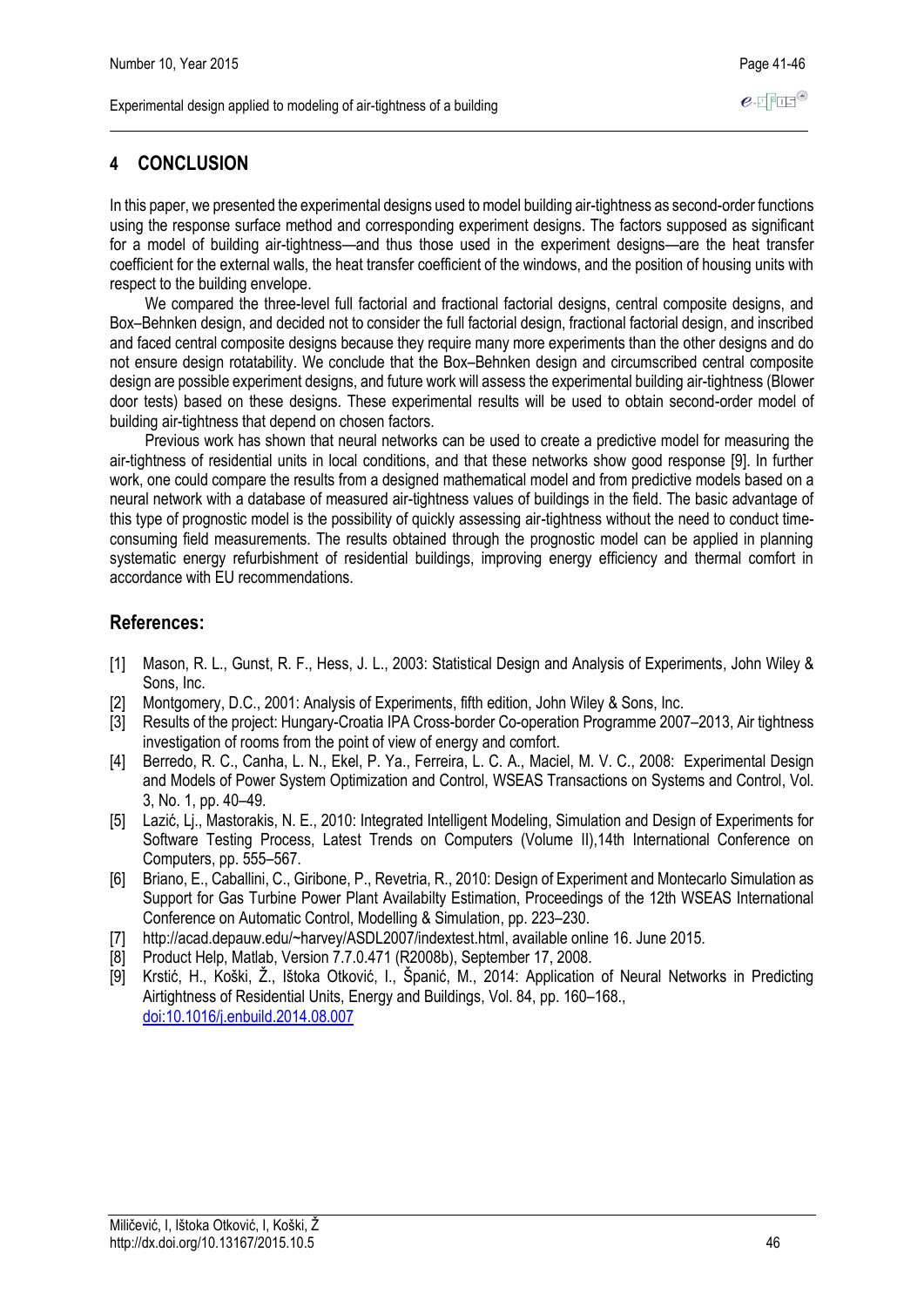## 4 CONCLUSION

In this paper, we presented the experimental designs used to model building air-tightness as second-order functions using the response surface method and corresponding experiment designs. The factors supposed as significant for a model of building air-tightness—and thus those used in the experiment designs—are the heat transfer coefficient for the external walls, the heat transfer coefficient of the windows, and the position of housing units with respect to the building envelope.

We compared the three-level full factorial and fractional factorial designs, central composite designs, and Box–Behnken design, and decided not to consider the full factorial design, fractional factorial design, and inscribed and faced central composite designs because they require many more experiments than the other designs and do not ensure design rotatability. We conclude that the Box–Behnken design and circumscribed central composite design are possible experiment designs, and future work will assess the experimental building air-tightness (Blower door tests) based on these designs. These experimental results will be used to obtain second-order model of building air-tightness that depend on chosen factors.

Previous work has shown that neural networks can be used to create a predictive model for measuring the air-tightness of residential units in local conditions, and that these networks show good response [9]. In further work, one could compare the results from a designed mathematical model and from predictive models based on a neural network with a database of measured air-tightness values of buildings in the field. The basic advantage of this type of prognostic model is the possibility of quickly assessing air-tightness without the need to conduct time-consuming field measurements. The results obtained through the prognostic model can be applied in planning systematic energy refurbishment of residential buildings, improving energy efficiency and thermal comfort in accordance with EU recommendations.

## References:

[1] Mason, R. L., Gunst, R. F., Hess, J. L., 2003: Statistical Design and Analysis of Experiments, John Wiley & Sons, Inc.

[2] Montgomery, D.C., 2001: Analysis of Experiments, fifth edition, John Wiley & Sons, Inc.

[3] Results of the project: Hungary-Croatia IPA Cross-border Co-operation Programme 2007–2013, Air tightness investigation of rooms from the point of view of energy and comfort.

[4] Berredo, R. C., Canha, L. N., Ekel, P. Ya., Ferreira, L. C. A., Maciel, M. V. C., 2008: Experimental Design and Models of Power System Optimization and Control, WSEAS Transactions on Systems and Control, Vol. 3, No. 1, pp. 40–49.

[5] Lazić, Lj., Mastorakis, N. E., 2010: Integrated Intelligent Modeling, Simulation and Design of Experiments for Software Testing Process, Latest Trends on Computers (Volume II),14th International Conference on Computers, pp. 555–567.

[6] Briano, E., Caballini, C., Giribone, P., Revetria, R., 2010: Design of Experiment and Montecarlo Simulation as Support for Gas Turbine Power Plant Availabilty Estimation, Proceedings of the 12th WSEAS International Conference on Automatic Control, Modelling & Simulation, pp. 223–230.

[7] http://acad.depauw.edu/~harvey/ASDL2007/indextest.html, available online 16. June 2015.

[8] Product Help, Matlab, Version 7.7.0.471 (R2008b), September 17, 2008.

[9] Krstić, H., Koški, Ž., Ištoka Otković, I., Španić, M., 2014: Application of Neural Networks in Predicting Airtightness of Residential Units, Energy and Buildings, Vol. 84, pp. 160–168., doi:10.1016/j.enbuild.2014.08.007